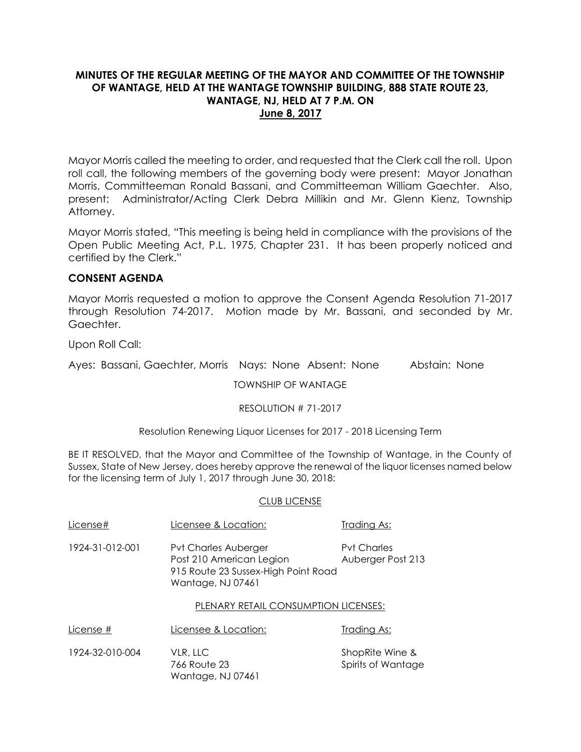**MINUTES OF THE REGULAR MEETING OF THE MAYOR AND COMMITTEE OF THE TOWNSHIP OF WANTAGE, HELD AT THE WANTAGE TOWNSHIP BUILDING, 888 STATE ROUTE 23, WANTAGE, NJ, HELD AT 7 P.M. ON**
**June 8, 2017**

Mayor Morris called the meeting to order, and requested that the Clerk call the roll. Upon roll call, the following members of the governing body were present: Mayor Jonathan Morris, Committeeman Ronald Bassani, and Committeeman William Gaechter. Also, present: Administrator/Acting Clerk Debra Millikin and Mr. Glenn Kienz, Township Attorney.

Mayor Morris stated, "This meeting is being held in compliance with the provisions of the Open Public Meeting Act, P.L. 1975, Chapter 231. It has been properly noticed and certified by the Clerk."

## CONSENT AGENDA

Mayor Morris requested a motion to approve the Consent Agenda Resolution 71-2017 through Resolution 74-2017. Motion made by Mr. Bassani, and seconded by Mr. Gaechter.

Upon Roll Call:

Ayes: Bassani, Gaechter, Morris Nays: None Absent: None Abstain: None

TOWNSHIP OF WANTAGE

RESOLUTION # 71-2017

Resolution Renewing Liquor Licenses for 2017 - 2018 Licensing Term

BE IT RESOLVED, that the Mayor and Committee of the Township of Wantage, in the County of Sussex, State of New Jersey, does hereby approve the renewal of the liquor licenses named below for the licensing term of July 1, 2017 through June 30, 2018:

CLUB LICENSE

| License# | Licensee & Location: | Trading As: |
|---|---|---|
| 1924-31-012-001 | Pvt Charles Auberger Post 210 American Legion 915 Route 23 Sussex-High Point Road Wantage, NJ 07461 | Pvt Charles Auberger Post 213 |

PLENARY RETAIL CONSUMPTION LICENSES:

| License # | Licensee & Location: | Trading As: |
|---|---|---|
| 1924-32-010-004 | VLR, LLC 766 Route 23 Wantage, NJ 07461 | ShopRite Wine & Spirits of Wantage |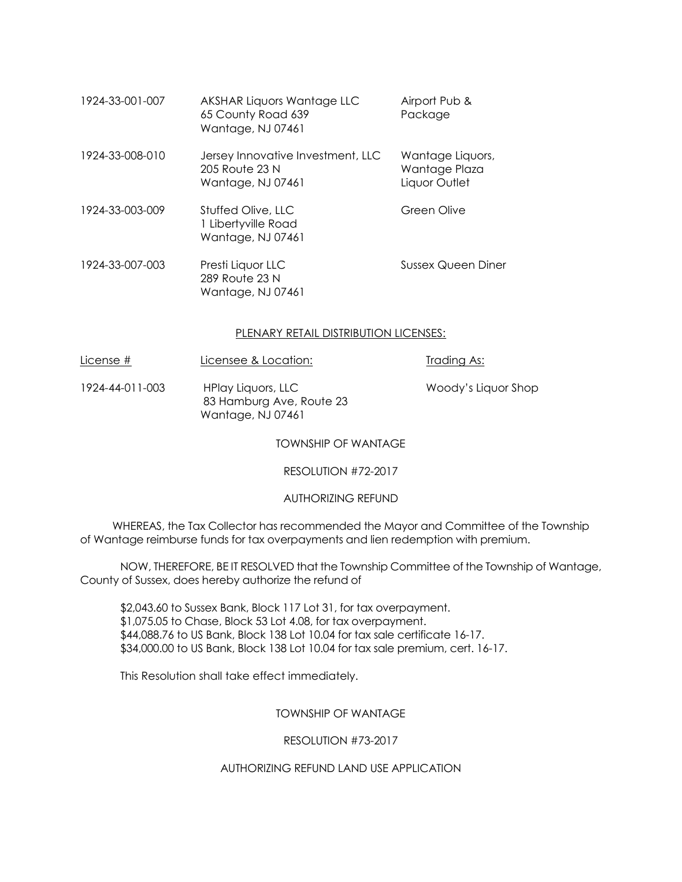| | | |
|---|---|---|
| 1924-33-001-007 | AKSHAR Liquors Wantage LLC<br>65 County Road 639<br>Wantage, NJ 07461 | Airport Pub &<br>Package |
| 1924-33-008-010 | Jersey Innovative Investment, LLC<br>205 Route 23 N<br>Wantage, NJ 07461 | Wantage Liquors,<br>Wantage Plaza<br>Liquor Outlet |
| 1924-33-003-009 | Stuffed Olive, LLC<br>1 Libertyville Road<br>Wantage, NJ 07461 | Green Olive |
| 1924-33-007-003 | Presti Liquor LLC<br>289 Route 23 N<br>Wantage, NJ 07461 | Sussex Queen Diner |

PLENARY RETAIL DISTRIBUTION LICENSES:

| License # | Licensee & Location: | Trading As: |
|---|---|---|
| 1924-44-011-003 | HPlay Liquors, LLC<br>83 Hamburg Ave, Route 23<br>Wantage, NJ 07461 | Woody's Liquor Shop |

TOWNSHIP OF WANTAGE

RESOLUTION #72-2017

AUTHORIZING REFUND

WHEREAS, the Tax Collector has recommended the Mayor and Committee of the Township of Wantage reimburse funds for tax overpayments and lien redemption with premium.

NOW, THEREFORE, BE IT RESOLVED that the Township Committee of the Township of Wantage, County of Sussex, does hereby authorize the refund of

$2,043.60 to Sussex Bank, Block 117 Lot 31, for tax overpayment.
$1,075.05 to Chase, Block 53 Lot 4.08, for tax overpayment.
$44,088.76 to US Bank, Block 138 Lot 10.04 for tax sale certificate 16-17.
$34,000.00 to US Bank, Block 138 Lot 10.04 for tax sale premium, cert. 16-17.

This Resolution shall take effect immediately.

TOWNSHIP OF WANTAGE

RESOLUTION #73-2017

AUTHORIZING REFUND LAND USE APPLICATION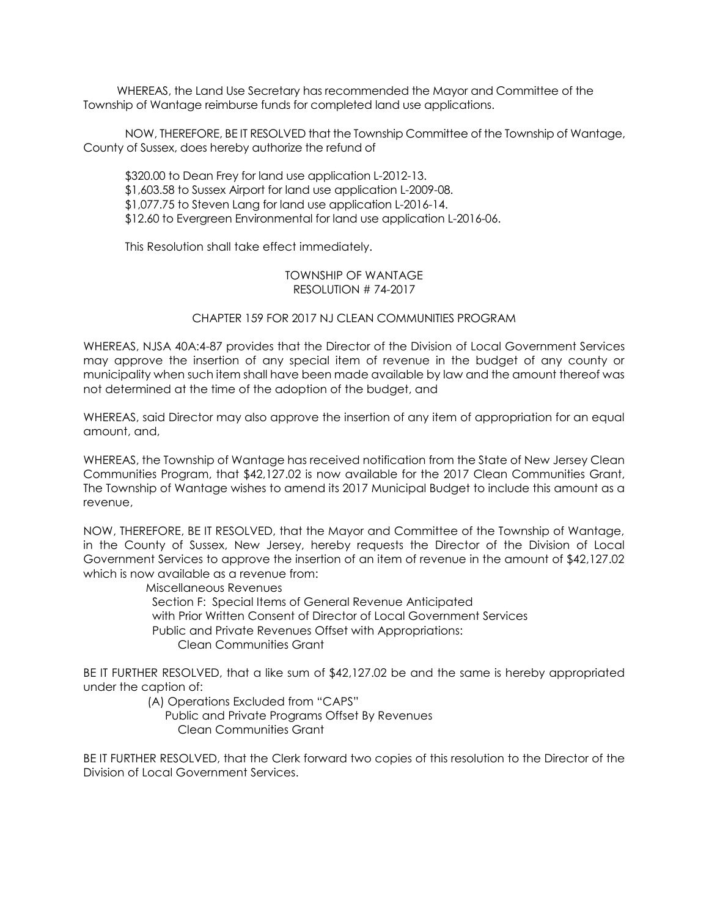WHEREAS, the Land Use Secretary has recommended the Mayor and Committee of the Township of Wantage reimburse funds for completed land use applications.

NOW, THEREFORE, BE IT RESOLVED that the Township Committee of the Township of Wantage, County of Sussex, does hereby authorize the refund of

$320.00 to Dean Frey for land use application L-2012-13.
$1,603.58 to Sussex Airport for land use application L-2009-08.
$1,077.75 to Steven Lang for land use application L-2016-14.
$12.60 to Evergreen Environmental for land use application L-2016-06.

This Resolution shall take effect immediately.

TOWNSHIP OF WANTAGE
RESOLUTION # 74-2017

CHAPTER 159 FOR 2017 NJ CLEAN COMMUNITIES PROGRAM

WHEREAS, NJSA 40A:4-87 provides that the Director of the Division of Local Government Services may approve the insertion of any special item of revenue in the budget of any county or municipality when such item shall have been made available by law and the amount thereof was not determined at the time of the adoption of the budget, and

WHEREAS, said Director may also approve the insertion of any item of appropriation for an equal amount, and,

WHEREAS, the Township of Wantage has received notification from the State of New Jersey Clean Communities Program, that $42,127.02 is now available for the 2017 Clean Communities Grant, The Township of Wantage wishes to amend its 2017 Municipal Budget to include this amount as a revenue,

NOW, THEREFORE, BE IT RESOLVED, that the Mayor and Committee of the Township of Wantage, in the County of Sussex, New Jersey, hereby requests the Director of the Division of Local Government Services to approve the insertion of an item of revenue in the amount of $42,127.02 which is now available as a revenue from:

Miscellaneous Revenues
Section F: Special Items of General Revenue Anticipated
with Prior Written Consent of Director of Local Government Services
Public and Private Revenues Offset with Appropriations:
Clean Communities Grant

BE IT FURTHER RESOLVED, that a like sum of $42,127.02 be and the same is hereby appropriated under the caption of:

(A) Operations Excluded from "CAPS"
Public and Private Programs Offset By Revenues
Clean Communities Grant

BE IT FURTHER RESOLVED, that the Clerk forward two copies of this resolution to the Director of the Division of Local Government Services.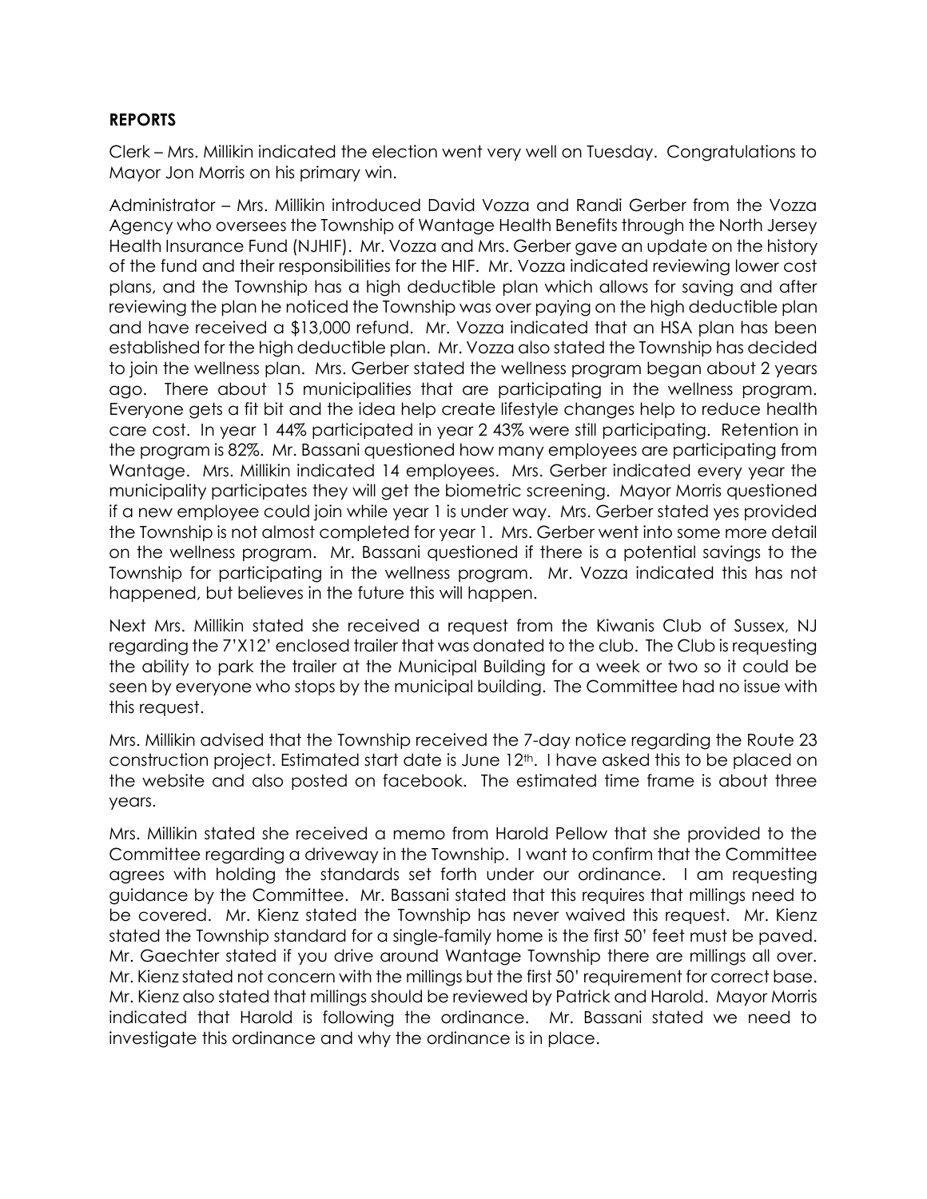**REPORTS**

Clerk – Mrs. Millikin indicated the election went very well on Tuesday. Congratulations to Mayor Jon Morris on his primary win.

Administrator – Mrs. Millikin introduced David Vozza and Randi Gerber from the Vozza Agency who oversees the Township of Wantage Health Benefits through the North Jersey Health Insurance Fund (NJHIF). Mr. Vozza and Mrs. Gerber gave an update on the history of the fund and their responsibilities for the HIF. Mr. Vozza indicated reviewing lower cost plans, and the Township has a high deductible plan which allows for saving and after reviewing the plan he noticed the Township was over paying on the high deductible plan and have received a $13,000 refund. Mr. Vozza indicated that an HSA plan has been established for the high deductible plan. Mr. Vozza also stated the Township has decided to join the wellness plan. Mrs. Gerber stated the wellness program began about 2 years ago. There about 15 municipalities that are participating in the wellness program. Everyone gets a fit bit and the idea help create lifestyle changes help to reduce health care cost. In year 1 44% participated in year 2 43% were still participating. Retention in the program is 82%. Mr. Bassani questioned how many employees are participating from Wantage. Mrs. Millikin indicated 14 employees. Mrs. Gerber indicated every year the municipality participates they will get the biometric screening. Mayor Morris questioned if a new employee could join while year 1 is under way. Mrs. Gerber stated yes provided the Township is not almost completed for year 1. Mrs. Gerber went into some more detail on the wellness program. Mr. Bassani questioned if there is a potential savings to the Township for participating in the wellness program. Mr. Vozza indicated this has not happened, but believes in the future this will happen.

Next Mrs. Millikin stated she received a request from the Kiwanis Club of Sussex, NJ regarding the 7'X12' enclosed trailer that was donated to the club. The Club is requesting the ability to park the trailer at the Municipal Building for a week or two so it could be seen by everyone who stops by the municipal building. The Committee had no issue with this request.

Mrs. Millikin advised that the Township received the 7-day notice regarding the Route 23 construction project. Estimated start date is June 12th. I have asked this to be placed on the website and also posted on facebook. The estimated time frame is about three years.

Mrs. Millikin stated she received a memo from Harold Pellow that she provided to the Committee regarding a driveway in the Township. I want to confirm that the Committee agrees with holding the standards set forth under our ordinance. I am requesting guidance by the Committee. Mr. Bassani stated that this requires that millings need to be covered. Mr. Kienz stated the Township has never waived this request. Mr. Kienz stated the Township standard for a single-family home is the first 50' feet must be paved. Mr. Gaechter stated if you drive around Wantage Township there are millings all over. Mr. Kienz stated not concern with the millings but the first 50' requirement for correct base. Mr. Kienz also stated that millings should be reviewed by Patrick and Harold. Mayor Morris indicated that Harold is following the ordinance. Mr. Bassani stated we need to investigate this ordinance and why the ordinance is in place.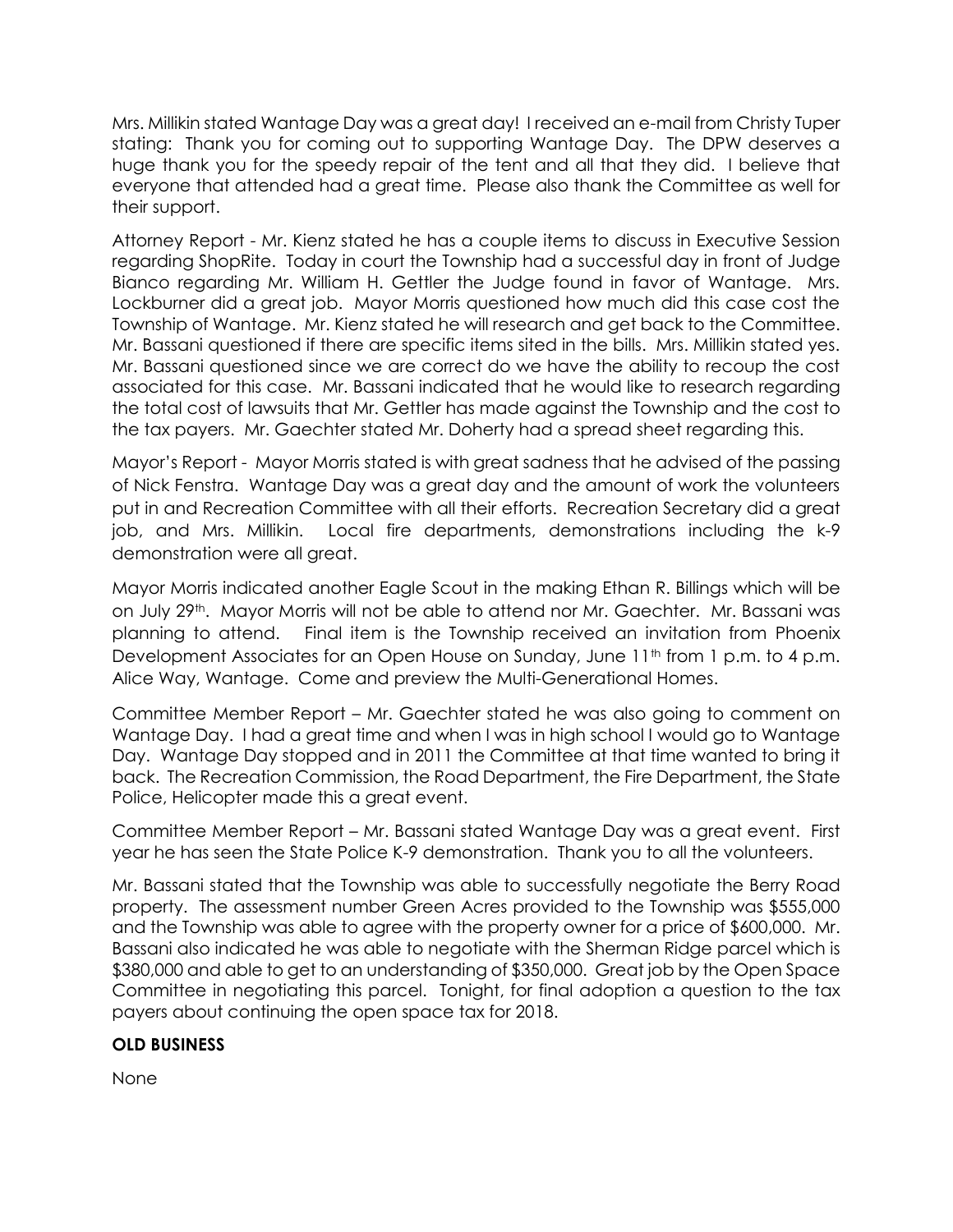Mrs. Millikin stated Wantage Day was a great day! I received an e-mail from Christy Tuper stating: Thank you for coming out to supporting Wantage Day. The DPW deserves a huge thank you for the speedy repair of the tent and all that they did. I believe that everyone that attended had a great time. Please also thank the Committee as well for their support.

Attorney Report - Mr. Kienz stated he has a couple items to discuss in Executive Session regarding ShopRite. Today in court the Township had a successful day in front of Judge Bianco regarding Mr. William H. Gettler the Judge found in favor of Wantage. Mrs. Lockburner did a great job. Mayor Morris questioned how much did this case cost the Township of Wantage. Mr. Kienz stated he will research and get back to the Committee. Mr. Bassani questioned if there are specific items sited in the bills. Mrs. Millikin stated yes. Mr. Bassani questioned since we are correct do we have the ability to recoup the cost associated for this case. Mr. Bassani indicated that he would like to research regarding the total cost of lawsuits that Mr. Gettler has made against the Township and the cost to the tax payers. Mr. Gaechter stated Mr. Doherty had a spread sheet regarding this.

Mayor's Report - Mayor Morris stated is with great sadness that he advised of the passing of Nick Fenstra. Wantage Day was a great day and the amount of work the volunteers put in and Recreation Committee with all their efforts. Recreation Secretary did a great job, and Mrs. Millikin. Local fire departments, demonstrations including the k-9 demonstration were all great.

Mayor Morris indicated another Eagle Scout in the making Ethan R. Billings which will be on July 29th. Mayor Morris will not be able to attend nor Mr. Gaechter. Mr. Bassani was planning to attend. Final item is the Township received an invitation from Phoenix Development Associates for an Open House on Sunday, June 11th from 1 p.m. to 4 p.m. Alice Way, Wantage. Come and preview the Multi-Generational Homes.

Committee Member Report – Mr. Gaechter stated he was also going to comment on Wantage Day. I had a great time and when I was in high school I would go to Wantage Day. Wantage Day stopped and in 2011 the Committee at that time wanted to bring it back. The Recreation Commission, the Road Department, the Fire Department, the State Police, Helicopter made this a great event.

Committee Member Report – Mr. Bassani stated Wantage Day was a great event. First year he has seen the State Police K-9 demonstration. Thank you to all the volunteers.

Mr. Bassani stated that the Township was able to successfully negotiate the Berry Road property. The assessment number Green Acres provided to the Township was $555,000 and the Township was able to agree with the property owner for a price of $600,000. Mr. Bassani also indicated he was able to negotiate with the Sherman Ridge parcel which is $380,000 and able to get to an understanding of $350,000. Great job by the Open Space Committee in negotiating this parcel. Tonight, for final adoption a question to the tax payers about continuing the open space tax for 2018.

**OLD BUSINESS**

None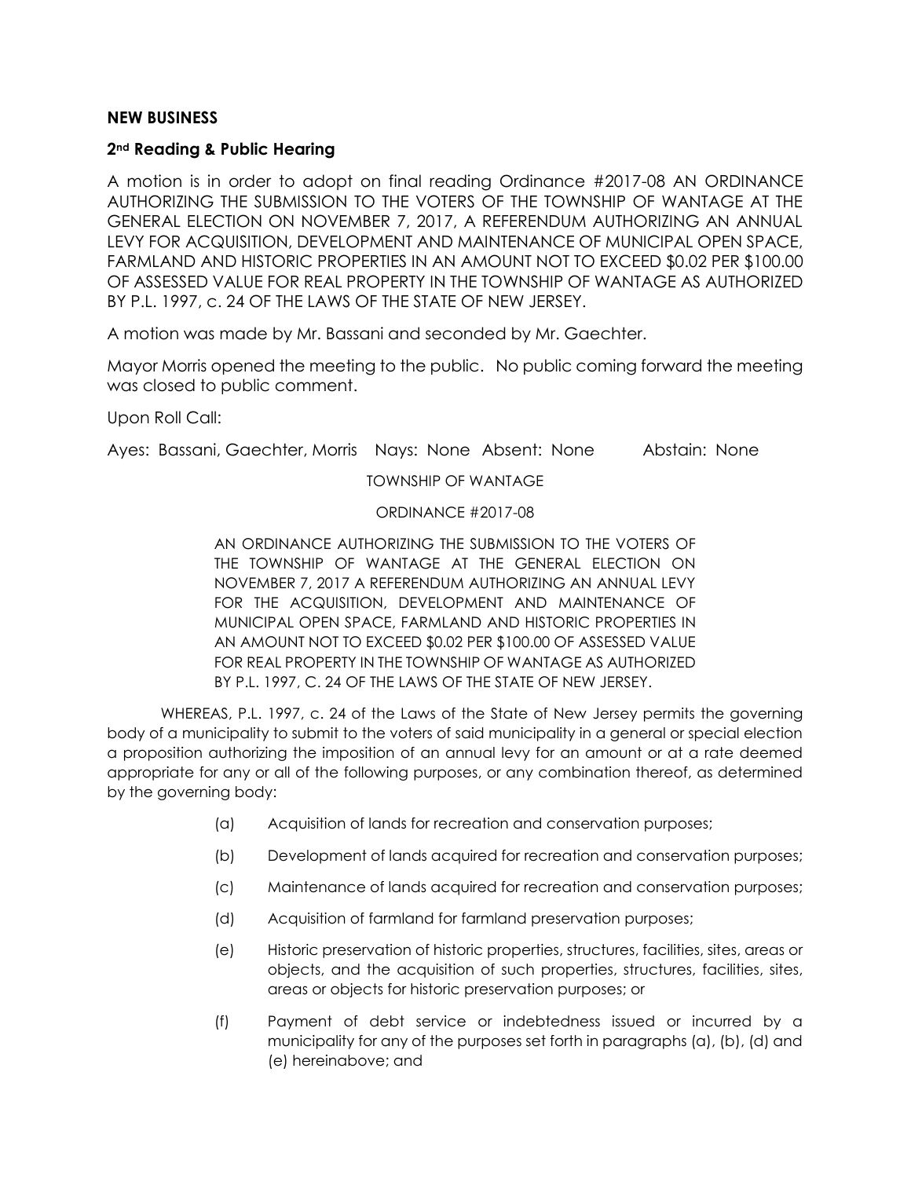**NEW BUSINESS**

**2nd Reading & Public Hearing**

A motion is in order to adopt on final reading Ordinance #2017-08 AN ORDINANCE AUTHORIZING THE SUBMISSION TO THE VOTERS OF THE TOWNSHIP OF WANTAGE AT THE GENERAL ELECTION ON NOVEMBER 7, 2017, A REFERENDUM AUTHORIZING AN ANNUAL LEVY FOR ACQUISITION, DEVELOPMENT AND MAINTENANCE OF MUNICIPAL OPEN SPACE, FARMLAND AND HISTORIC PROPERTIES IN AN AMOUNT NOT TO EXCEED $0.02 PER $100.00 OF ASSESSED VALUE FOR REAL PROPERTY IN THE TOWNSHIP OF WANTAGE AS AUTHORIZED BY P.L. 1997, c. 24 OF THE LAWS OF THE STATE OF NEW JERSEY.

A motion was made by Mr. Bassani and seconded by Mr. Gaechter.

Mayor Morris opened the meeting to the public. No public coming forward the meeting was closed to public comment.

Upon Roll Call:

Ayes: Bassani, Gaechter, Morris Nays: None Absent: None Abstain: None

TOWNSHIP OF WANTAGE

ORDINANCE #2017-08

AN ORDINANCE AUTHORIZING THE SUBMISSION TO THE VOTERS OF THE TOWNSHIP OF WANTAGE AT THE GENERAL ELECTION ON NOVEMBER 7, 2017 A REFERENDUM AUTHORIZING AN ANNUAL LEVY FOR THE ACQUISITION, DEVELOPMENT AND MAINTENANCE OF MUNICIPAL OPEN SPACE, FARMLAND AND HISTORIC PROPERTIES IN AN AMOUNT NOT TO EXCEED $0.02 PER $100.00 OF ASSESSED VALUE FOR REAL PROPERTY IN THE TOWNSHIP OF WANTAGE AS AUTHORIZED BY P.L. 1997, C. 24 OF THE LAWS OF THE STATE OF NEW JERSEY.

WHEREAS, P.L. 1997, c. 24 of the Laws of the State of New Jersey permits the governing body of a municipality to submit to the voters of said municipality in a general or special election a proposition authorizing the imposition of an annual levy for an amount or at a rate deemed appropriate for any or all of the following purposes, or any combination thereof, as determined by the governing body:

(a) Acquisition of lands for recreation and conservation purposes;

(b) Development of lands acquired for recreation and conservation purposes;

(c) Maintenance of lands acquired for recreation and conservation purposes;

(d) Acquisition of farmland for farmland preservation purposes;

(e) Historic preservation of historic properties, structures, facilities, sites, areas or objects, and the acquisition of such properties, structures, facilities, sites, areas or objects for historic preservation purposes; or

(f) Payment of debt service or indebtedness issued or incurred by a municipality for any of the purposes set forth in paragraphs (a), (b), (d) and (e) hereinabove; and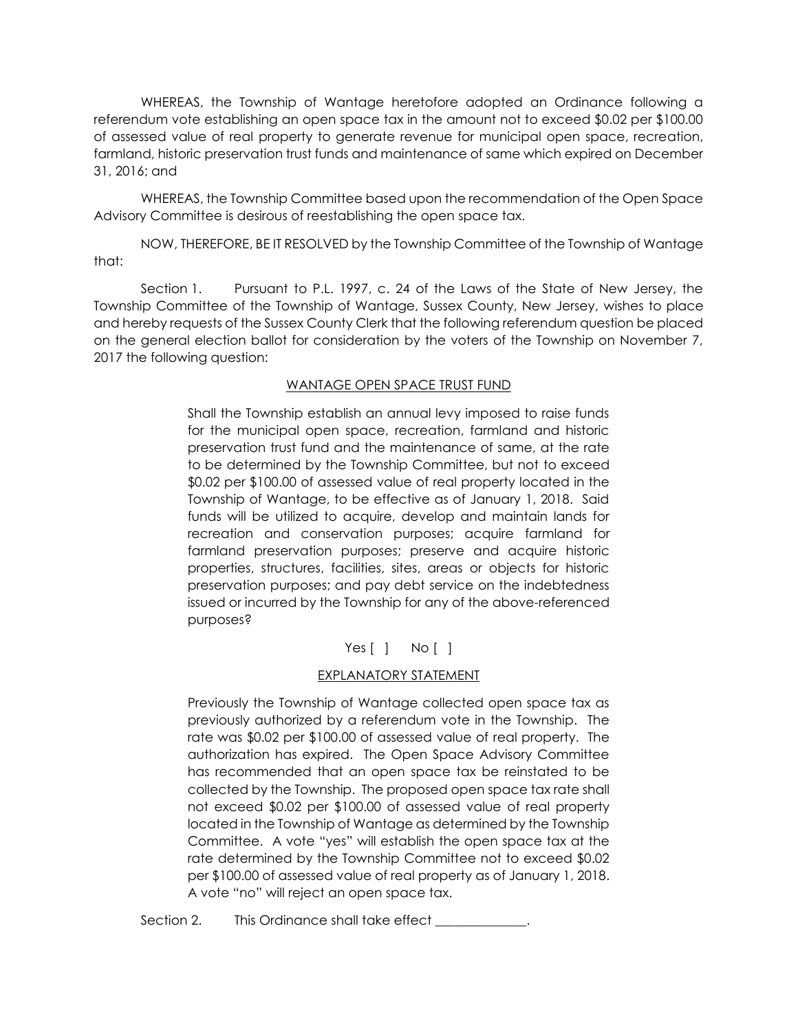WHEREAS, the Township of Wantage heretofore adopted an Ordinance following a referendum vote establishing an open space tax in the amount not to exceed $0.02 per $100.00 of assessed value of real property to generate revenue for municipal open space, recreation, farmland, historic preservation trust funds and maintenance of same which expired on December 31, 2016; and

WHEREAS, the Township Committee based upon the recommendation of the Open Space Advisory Committee is desirous of reestablishing the open space tax.

NOW, THEREFORE, BE IT RESOLVED by the Township Committee of the Township of Wantage that:

Section 1. Pursuant to P.L. 1997, c. 24 of the Laws of the State of New Jersey, the Township Committee of the Township of Wantage, Sussex County, New Jersey, wishes to place and hereby requests of the Sussex County Clerk that the following referendum question be placed on the general election ballot for consideration by the voters of the Township on November 7, 2017 the following question:

<u>WANTAGE OPEN SPACE TRUST FUND</u>

> Shall the Township establish an annual levy imposed to raise funds for the municipal open space, recreation, farmland and historic preservation trust fund and the maintenance of same, at the rate to be determined by the Township Committee, but not to exceed $0.02 per $100.00 of assessed value of real property located in the Township of Wantage, to be effective as of January 1, 2018. Said funds will be utilized to acquire, develop and maintain lands for recreation and conservation purposes; acquire farmland for farmland preservation purposes; preserve and acquire historic properties, structures, facilities, sites, areas or objects for historic preservation purposes; and pay debt service on the indebtedness issued or incurred by the Township for any of the above-referenced purposes?

Yes [ ] No [ ]

<u>EXPLANATORY STATEMENT</u>

> Previously the Township of Wantage collected open space tax as previously authorized by a referendum vote in the Township. The rate was $0.02 per $100.00 of assessed value of real property. The authorization has expired. The Open Space Advisory Committee has recommended that an open space tax be reinstated to be collected by the Township. The proposed open space tax rate shall not exceed $0.02 per $100.00 of assessed value of real property located in the Township of Wantage as determined by the Township Committee. A vote "yes" will establish the open space tax at the rate determined by the Township Committee not to exceed $0.02 per $100.00 of assessed value of real property as of January 1, 2018. A vote "no" will reject an open space tax.

Section 2. This Ordinance shall take effect _____________.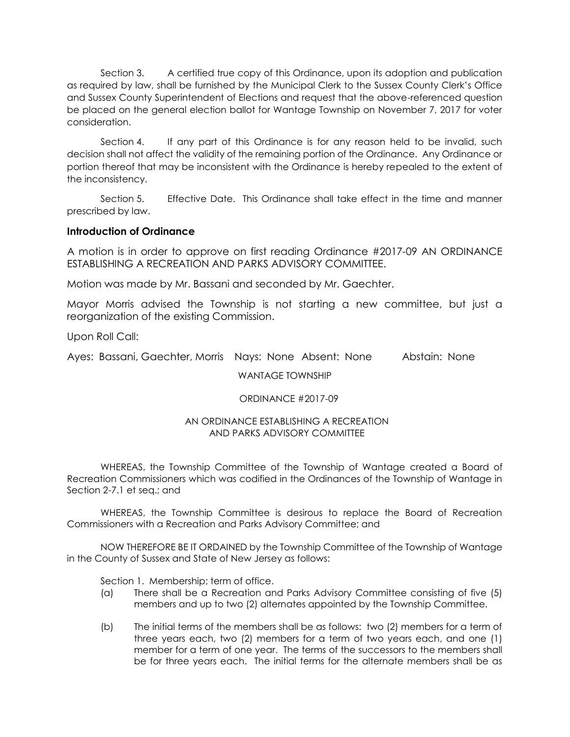Section 3. A certified true copy of this Ordinance, upon its adoption and publication as required by law, shall be furnished by the Municipal Clerk to the Sussex County Clerk's Office and Sussex County Superintendent of Elections and request that the above-referenced question be placed on the general election ballot for Wantage Township on November 7, 2017 for voter consideration.

Section 4. If any part of this Ordinance is for any reason held to be invalid, such decision shall not affect the validity of the remaining portion of the Ordinance. Any Ordinance or portion thereof that may be inconsistent with the Ordinance is hereby repealed to the extent of the inconsistency.

Section 5. Effective Date. This Ordinance shall take effect in the time and manner prescribed by law.

**Introduction of Ordinance**

A motion is in order to approve on first reading Ordinance #2017-09 AN ORDINANCE ESTABLISHING A RECREATION AND PARKS ADVISORY COMMITTEE.

Motion was made by Mr. Bassani and seconded by Mr. Gaechter.

Mayor Morris advised the Township is not starting a new committee, but just a reorganization of the existing Commission.

Upon Roll Call:

Ayes: Bassani, Gaechter, Morris Nays: None Absent: None Abstain: None

WANTAGE TOWNSHIP

ORDINANCE #2017-09

AN ORDINANCE ESTABLISHING A RECREATION AND PARKS ADVISORY COMMITTEE

WHEREAS, the Township Committee of the Township of Wantage created a Board of Recreation Commissioners which was codified in the Ordinances of the Township of Wantage in Section 2-7.1 et seq.; and

WHEREAS, the Township Committee is desirous to replace the Board of Recreation Commissioners with a Recreation and Parks Advisory Committee; and

NOW THEREFORE BE IT ORDAINED by the Township Committee of the Township of Wantage in the County of Sussex and State of New Jersey as follows:

Section 1. Membership; term of office.

(a) There shall be a Recreation and Parks Advisory Committee consisting of five (5) members and up to two (2) alternates appointed by the Township Committee.

(b) The initial terms of the members shall be as follows: two (2) members for a term of three years each, two (2) members for a term of two years each, and one (1) member for a term of one year. The terms of the successors to the members shall be for three years each. The initial terms for the alternate members shall be as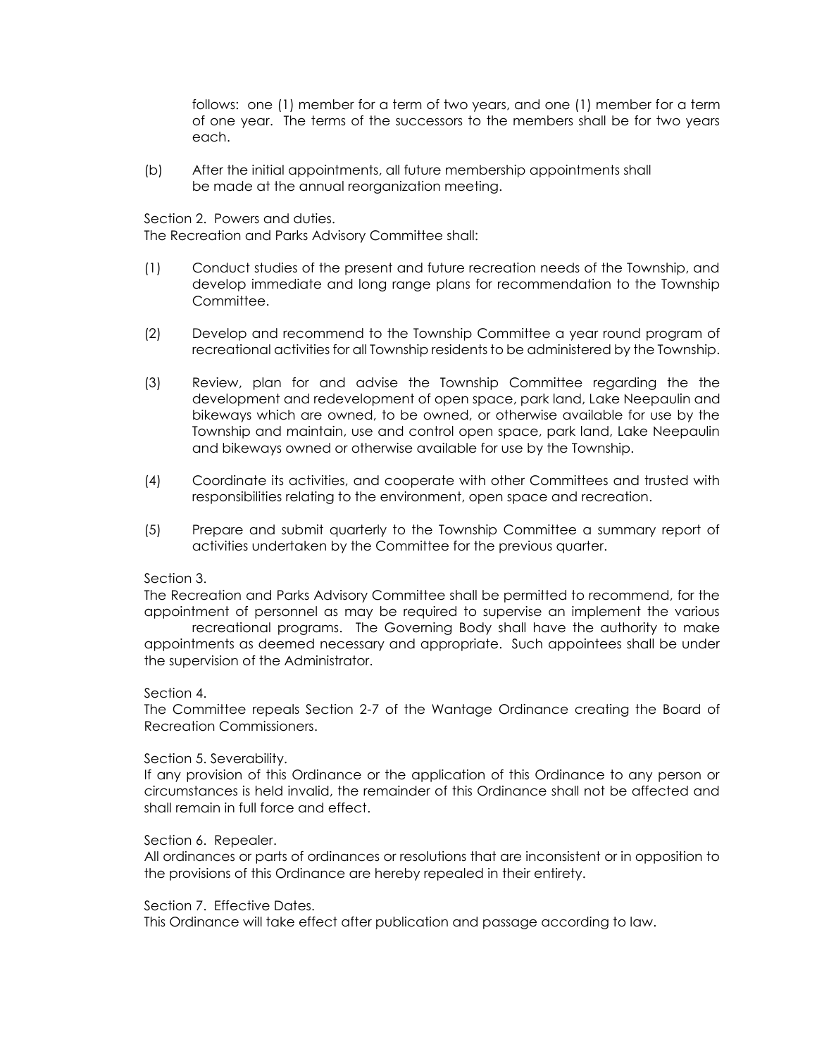follows: one (1) member for a term of two years, and one (1) member for a term of one year. The terms of the successors to the members shall be for two years each.

(b) After the initial appointments, all future membership appointments shall be made at the annual reorganization meeting.

Section 2. Powers and duties.
The Recreation and Parks Advisory Committee shall:

(1) Conduct studies of the present and future recreation needs of the Township, and develop immediate and long range plans for recommendation to the Township Committee.

(2) Develop and recommend to the Township Committee a year round program of recreational activities for all Township residents to be administered by the Township.

(3) Review, plan for and advise the Township Committee regarding the the development and redevelopment of open space, park land, Lake Neepaulin and bikeways which are owned, to be owned, or otherwise available for use by the Township and maintain, use and control open space, park land, Lake Neepaulin and bikeways owned or otherwise available for use by the Township.

(4) Coordinate its activities, and cooperate with other Committees and trusted with responsibilities relating to the environment, open space and recreation.

(5) Prepare and submit quarterly to the Township Committee a summary report of activities undertaken by the Committee for the previous quarter.

Section 3.
The Recreation and Parks Advisory Committee shall be permitted to recommend, for the appointment of personnel as may be required to supervise an implement the various recreational programs. The Governing Body shall have the authority to make appointments as deemed necessary and appropriate. Such appointees shall be under the supervision of the Administrator.

Section 4.
The Committee repeals Section 2-7 of the Wantage Ordinance creating the Board of Recreation Commissioners.

Section 5. Severability.
If any provision of this Ordinance or the application of this Ordinance to any person or circumstances is held invalid, the remainder of this Ordinance shall not be affected and shall remain in full force and effect.

Section 6. Repealer.
All ordinances or parts of ordinances or resolutions that are inconsistent or in opposition to the provisions of this Ordinance are hereby repealed in their entirety.

Section 7. Effective Dates.
This Ordinance will take effect after publication and passage according to law.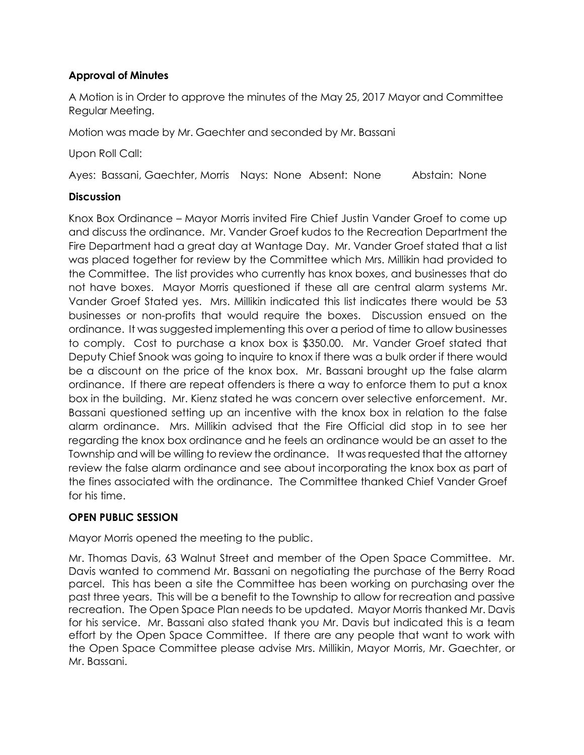### **Approval of Minutes**

A Motion is in Order to approve the minutes of the May 25, 2017 Mayor and Committee Regular Meeting.

Motion was made by Mr. Gaechter and seconded by Mr. Bassani

Upon Roll Call:

Ayes: Bassani, Gaechter, Morris Nays: None Absent: None Abstain: None

### **Discussion**

Knox Box Ordinance – Mayor Morris invited Fire Chief Justin Vander Groef to come up and discuss the ordinance. Mr. Vander Groef kudos to the Recreation Department the Fire Department had a great day at Wantage Day. Mr. Vander Groef stated that a list was placed together for review by the Committee which Mrs. Millikin had provided to the Committee. The list provides who currently has knox boxes, and businesses that do not have boxes. Mayor Morris questioned if these all are central alarm systems Mr. Vander Groef Stated yes. Mrs. Millikin indicated this list indicates there would be 53 businesses or non-profits that would require the boxes. Discussion ensued on the ordinance. It was suggested implementing this over a period of time to allow businesses to comply. Cost to purchase a knox box is $350.00. Mr. Vander Groef stated that Deputy Chief Snook was going to inquire to knox if there was a bulk order if there would be a discount on the price of the knox box. Mr. Bassani brought up the false alarm ordinance. If there are repeat offenders is there a way to enforce them to put a knox box in the building. Mr. Kienz stated he was concern over selective enforcement. Mr. Bassani questioned setting up an incentive with the knox box in relation to the false alarm ordinance. Mrs. Millikin advised that the Fire Official did stop in to see her regarding the knox box ordinance and he feels an ordinance would be an asset to the Township and will be willing to review the ordinance. It was requested that the attorney review the false alarm ordinance and see about incorporating the knox box as part of the fines associated with the ordinance. The Committee thanked Chief Vander Groef for his time.

### **OPEN PUBLIC SESSION**

Mayor Morris opened the meeting to the public.

Mr. Thomas Davis, 63 Walnut Street and member of the Open Space Committee. Mr. Davis wanted to commend Mr. Bassani on negotiating the purchase of the Berry Road parcel. This has been a site the Committee has been working on purchasing over the past three years. This will be a benefit to the Township to allow for recreation and passive recreation. The Open Space Plan needs to be updated. Mayor Morris thanked Mr. Davis for his service. Mr. Bassani also stated thank you Mr. Davis but indicated this is a team effort by the Open Space Committee. If there are any people that want to work with the Open Space Committee please advise Mrs. Millikin, Mayor Morris, Mr. Gaechter, or Mr. Bassani.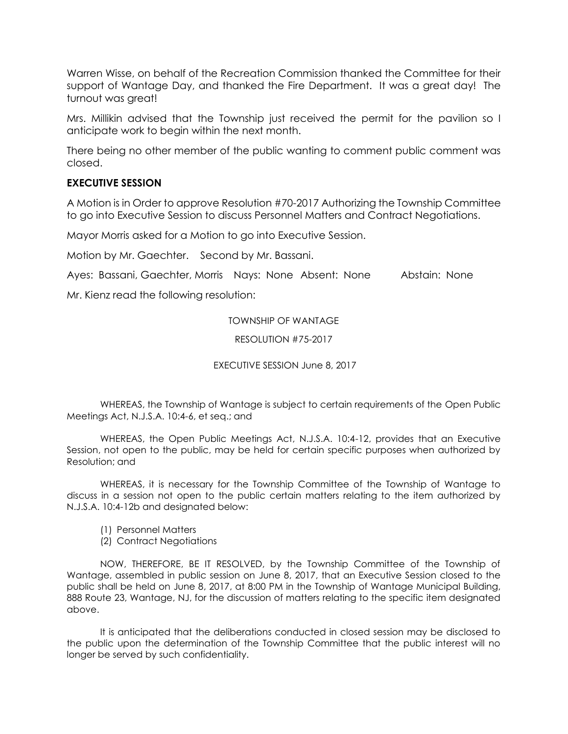Warren Wisse, on behalf of the Recreation Commission thanked the Committee for their support of Wantage Day, and thanked the Fire Department. It was a great day! The turnout was great!

Mrs. Millikin advised that the Township just received the permit for the pavilion so I anticipate work to begin within the next month.

There being no other member of the public wanting to comment public comment was closed.

**EXECUTIVE SESSION**

A Motion is in Order to approve Resolution #70-2017 Authorizing the Township Committee to go into Executive Session to discuss Personnel Matters and Contract Negotiations.

Mayor Morris asked for a Motion to go into Executive Session.

Motion by Mr. Gaechter. Second by Mr. Bassani.

Ayes: Bassani, Gaechter, Morris Nays: None Absent: None Abstain: None

Mr. Kienz read the following resolution:

TOWNSHIP OF WANTAGE

RESOLUTION #75-2017

EXECUTIVE SESSION June 8, 2017

WHEREAS, the Township of Wantage is subject to certain requirements of the Open Public Meetings Act, N.J.S.A. 10:4-6, et seq.; and

WHEREAS, the Open Public Meetings Act, N.J.S.A. 10:4-12, provides that an Executive Session, not open to the public, may be held for certain specific purposes when authorized by Resolution; and

WHEREAS, it is necessary for the Township Committee of the Township of Wantage to discuss in a session not open to the public certain matters relating to the item authorized by N.J.S.A. 10:4-12b and designated below:

(1) Personnel Matters
(2) Contract Negotiations

NOW, THEREFORE, BE IT RESOLVED, by the Township Committee of the Township of Wantage, assembled in public session on June 8, 2017, that an Executive Session closed to the public shall be held on June 8, 2017, at 8:00 PM in the Township of Wantage Municipal Building, 888 Route 23, Wantage, NJ, for the discussion of matters relating to the specific item designated above.

It is anticipated that the deliberations conducted in closed session may be disclosed to the public upon the determination of the Township Committee that the public interest will no longer be served by such confidentiality.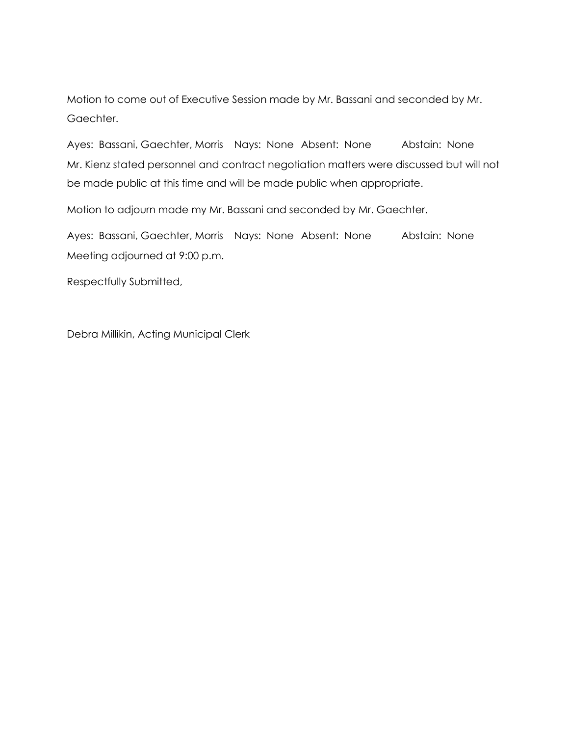Motion to come out of Executive Session made by Mr. Bassani and seconded by Mr. Gaechter.

Ayes: Bassani, Gaechter, Morris Nays: None Absent: None Abstain: None

Mr. Kienz stated personnel and contract negotiation matters were discussed but will not be made public at this time and will be made public when appropriate.

Motion to adjourn made my Mr. Bassani and seconded by Mr. Gaechter.

Ayes: Bassani, Gaechter, Morris Nays: None Absent: None Abstain: None

Meeting adjourned at 9:00 p.m.

Respectfully Submitted,

Debra Millikin, Acting Municipal Clerk